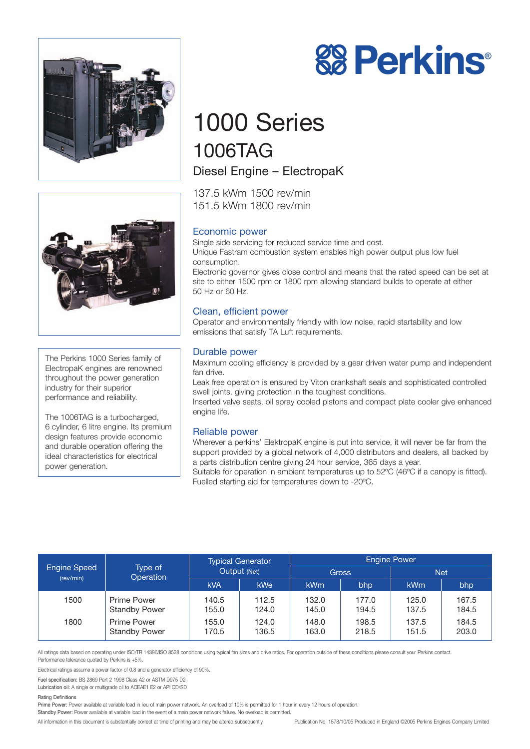# Perkins®

# 1000 Series

## 1006TAG

### Diesel Engine – ElectropaK

137.5 kWm 1500 rev/min
151.5 kWm 1800 rev/min

The Perkins 1000 Series family of ElectropaK engines are renowned throughout the power generation industry for their superior performance and reliability.

The 1006TAG is a turbocharged, 6 cylinder, 6 litre engine. Its premium design features provide economic and durable operation offering the ideal characteristics for electrical power generation.

### Economic power

Single side servicing for reduced service time and cost.
Unique Fastram combustion system enables high power output plus low fuel consumption.
Electronic governor gives close control and means that the rated speed can be set at site to either 1500 rpm or 1800 rpm allowing standard builds to operate at either 50 Hz or 60 Hz.

### Clean, efficient power

Operator and environmentally friendly with low noise, rapid startability and low emissions that satisfy TA Luft requirements.

### Durable power

Maximum cooling efficiency is provided by a gear driven water pump and independent fan drive.
Leak free operation is ensured by Viton crankshaft seals and sophisticated controlled swell joints, giving protection in the toughest conditions.
Inserted valve seats, oil spray cooled pistons and compact plate cooler give enhanced engine life.

### Reliable power

Wherever a perkins' ElektropaK engine is put into service, it will never be far from the support provided by a global network of 4,000 distributors and dealers, all backed by a parts distribution centre giving 24 hour service, 365 days a year.
Suitable for operation in ambient temperatures up to 52ºC (46ºC if a canopy is fitted).
Fuelled starting aid for temperatures down to -20ºC.

| Engine Speed (rev/min) | Type of Operation | Typical Generator Output (Net) | | Engine Power | | | |
|---|---|---|---|---|---|---|---|
| | | | | Gross | | Net | |
| | | kVA | kWe | kWm | bhp | kWm | bhp |
| 1500 | Prime Power | 140.5 | 112.5 | 132.0 | 177.0 | 125.0 | 167.5 |
| | Standby Power | 155.0 | 124.0 | 145.0 | 194.5 | 137.5 | 184.5 |
| 1800 | Prime Power | 155.0 | 124.0 | 148.0 | 198.5 | 137.5 | 184.5 |
| | Standby Power | 170.5 | 136.5 | 163.0 | 218.5 | 151.5 | 203.0 |

All ratings data based on operating under ISO/TR 14396/ISO 8528 conditions using typical fan sizes and drive ratios. For operation outside of these conditions please consult your Perkins contact.
Performance tolerance quoted by Perkins is +5%.

Electrical ratings assume a power factor of 0.8 and a generator efficiency of 90%.

Fuel specification: BS 2869 Part 2 1998 Class A2 or ASTM D975 D2
Lubrication oil: A single or multigrade oil to ACEAE1 E2 or API CD/SD

Rating Definitions
Prime Power: Power available at variable load in lieu of main power network. An overload of 10% is permitted for 1 hour in every 12 hours of operation.
Standby Power: Power available at variable load in the event of a main power network failure. No overload is permitted.

All information in this document is substantially correct at time of printing and may be altered subsequently

Publication No. 1578/10/05 Produced in England ©2005 Perkins Engines Company Limited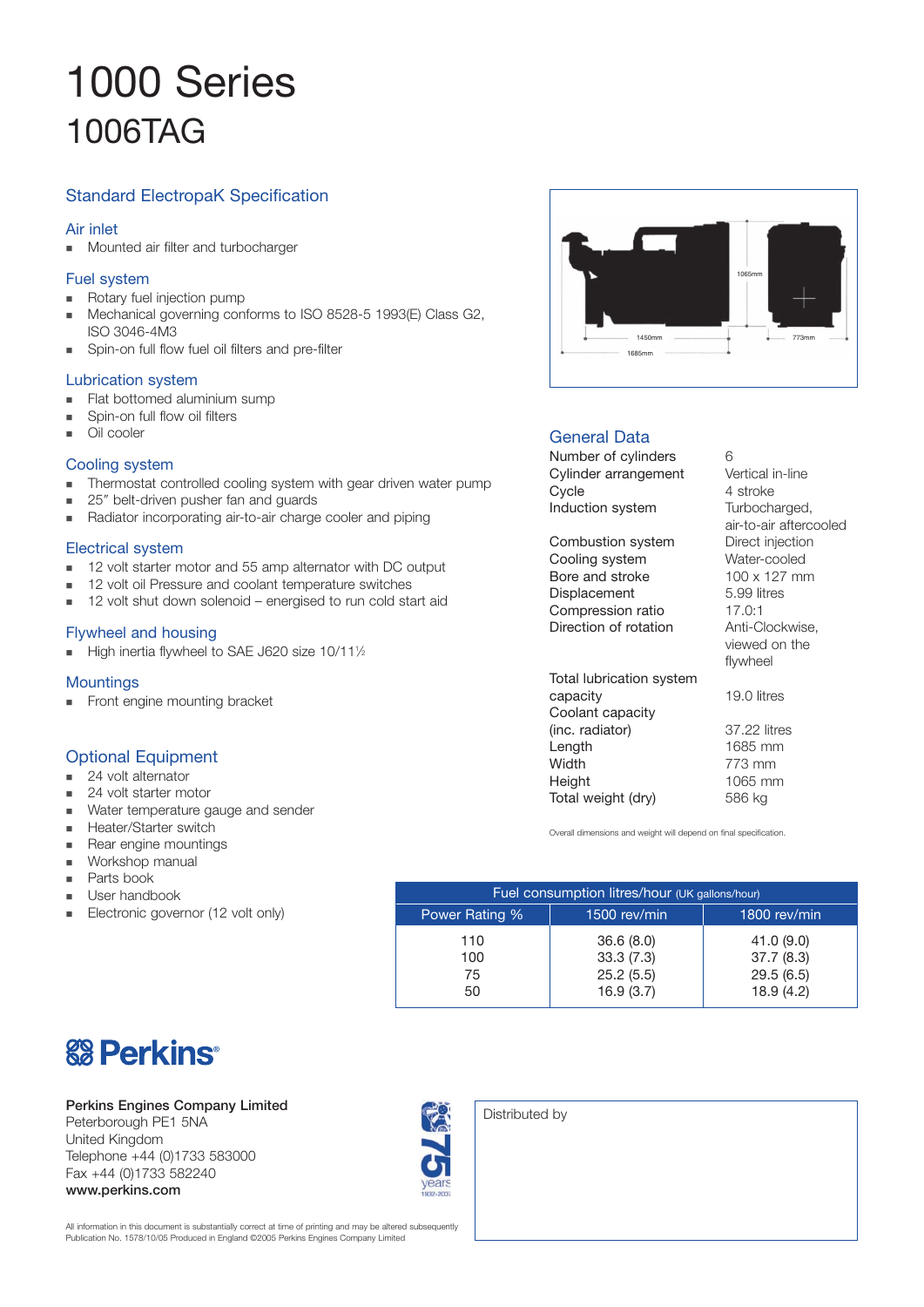# 1000 Series

## 1006TAG

### Standard ElectropaK Specification

#### Air inlet

- Mounted air filter and turbocharger

#### Fuel system

- Rotary fuel injection pump
- Mechanical governing conforms to ISO 8528-5 1993(E) Class G2, ISO 3046-4M3
- Spin-on full flow fuel oil filters and pre-filter

#### Lubrication system

- Flat bottomed aluminium sump
- Spin-on full flow oil filters
- Oil cooler

#### Cooling system

- Thermostat controlled cooling system with gear driven water pump
- 25″ belt-driven pusher fan and guards
- Radiator incorporating air-to-air charge cooler and piping

#### Electrical system

- 12 volt starter motor and 55 amp alternator with DC output
- 12 volt oil Pressure and coolant temperature switches
- 12 volt shut down solenoid – energised to run cold start aid

#### Flywheel and housing

- High inertia flywheel to SAE J620 size 10/11½

#### Mountings

- Front engine mounting bracket

### Optional Equipment

- 24 volt alternator
- 24 volt starter motor
- Water temperature gauge and sender
- Heater/Starter switch
- Rear engine mountings
- Workshop manual
- Parts book
- User handbook
- Electronic governor (12 volt only)

1065mm
1450mm
1685mm
773mm

### General Data

| | |
|---|---|
| Number of cylinders | 6 |
| Cylinder arrangement | Vertical in-line |
| Cycle | 4 stroke |
| Induction system | Turbocharged, air-to-air aftercooled |
| Combustion system | Direct injection |
| Cooling system | Water-cooled |
| Bore and stroke | 100 x 127 mm |
| Displacement | 5.99 litres |
| Compression ratio | 17.0:1 |
| Direction of rotation | Anti-Clockwise, viewed on the flywheel |
| Total lubrication system capacity | 19.0 litres |
| Coolant capacity (inc. radiator) | 37.22 litres |
| Length | 1685 mm |
| Width | 773 mm |
| Height | 1065 mm |
| Total weight (dry) | 586 kg |

Overall dimensions and weight will depend on final specification.

| Fuel consumption litres/hour (UK gallons/hour) | | |
|---|---|---|
| Power Rating % | 1500 rev/min | 1800 rev/min |
| 110 | 36.6 (8.0) | 41.0 (9.0) |
| 100 | 33.3 (7.3) | 37.7 (8.3) |
| 75 | 25.2 (5.5) | 29.5 (6.5) |
| 50 | 16.9 (3.7) | 18.9 (4.2) |

Perkins®

**Perkins Engines Company Limited**
Peterborough PE1 5NA
United Kingdom
Telephone +44 (0)1733 583000
Fax +44 (0)1733 582240
**www.perkins.com**

75 years 1932-2007

Distributed by

All information in this document is substantially correct at time of printing and may be altered subsequently
Publication No. 1578/10/05 Produced in England ©2005 Perkins Engines Company Limited